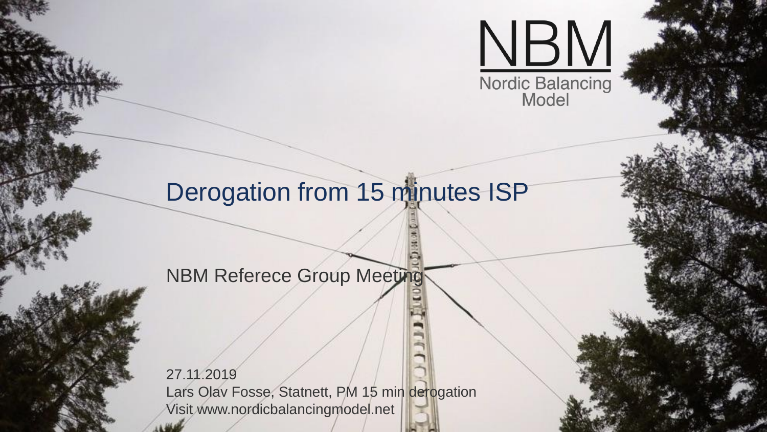NBM

Nordic Balancing Model

# Derogation from 15 minutes ISP

NBM Referece Group Meeting

27.11.2019

Lars Olav Fosse, Statnett, PM 15 min derogation

Visit www.nordicbalancingmodel.net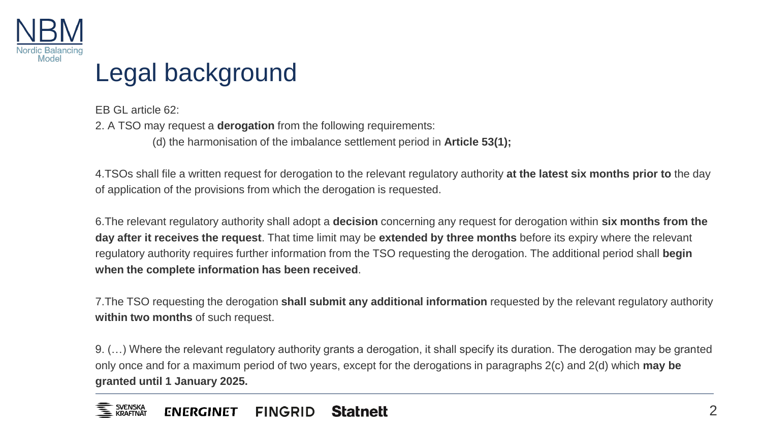# Legal background

EB GL article 62:

2. A TSO may request a **derogation** from the following requirements:

   (d) the harmonisation of the imbalance settlement period in **Article 53(1);**

4.TSOs shall file a written request for derogation to the relevant regulatory authority **at the latest six months prior to** the day of application of the provisions from which the derogation is requested.

6.The relevant regulatory authority shall adopt a **decision** concerning any request for derogation within **six months from the day after it receives the request**. That time limit may be **extended by three months** before its expiry where the relevant regulatory authority requires further information from the TSO requesting the derogation. The additional period shall **begin when the complete information has been received**.

7.The TSO requesting the derogation **shall submit any additional information** requested by the relevant regulatory authority **within two months** of such request.

9. (…) Where the relevant regulatory authority grants a derogation, it shall specify its duration. The derogation may be granted only once and for a maximum period of two years, except for the derogations in paragraphs 2(c) and 2(d) which **may be granted until 1 January 2025.**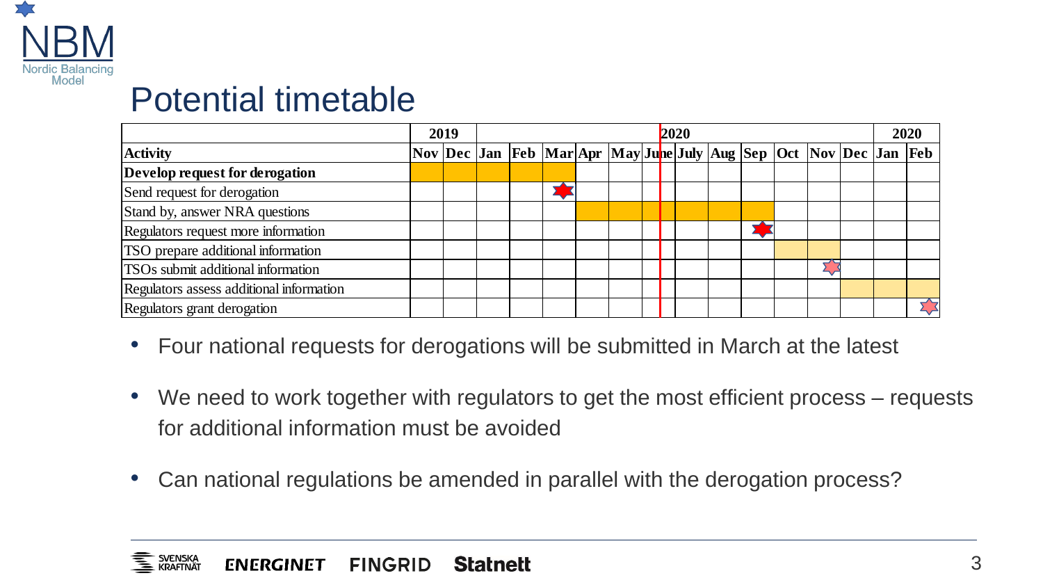# Potential timetable

| | 2019 | | 2020 | | | | | | | | | | | | 2020 | |
|---|---|---|---|---|---|---|---|---|---|---|---|---|---|---|---|---|
| **Activity** | **Nov** | **Dec** | **Jan** | **Feb** | **Mar** | **Apr** | **May** | **June** | **July** | **Aug** | **Sep** | **Oct** | **Nov** | **Dec** | **Jan** | **Feb** |
| **Develop request for derogation** | ■ | ■ | ■ | ■ | ■ | | | | | | | | | | | |
| Send request for derogation | | | | | ★ | | | | | | | | | | | |
| Stand by, answer NRA questions | | | | | | ■ | ■ | ■ | ■ | ■ | ■ | | | | | |
| Regulators request more information | | | | | | | | | | | ★ | | | | | |
| TSO prepare additional information | | | | | | | | | | | | ■ | ■ | | | |
| TSOs submit additional information | | | | | | | | | | | | | ★ | | | |
| Regulators assess additional information | | | | | | | | | | | | | | ■ | ■ | ■ |
| Regulators grant derogation | | | | | | | | | | | | | | | | ★ |

- Four national requests for derogations will be submitted in March at the latest
- We need to work together with regulators to get the most efficient process – requests for additional information must be avoided
- Can national regulations be amended in parallel with the derogation process?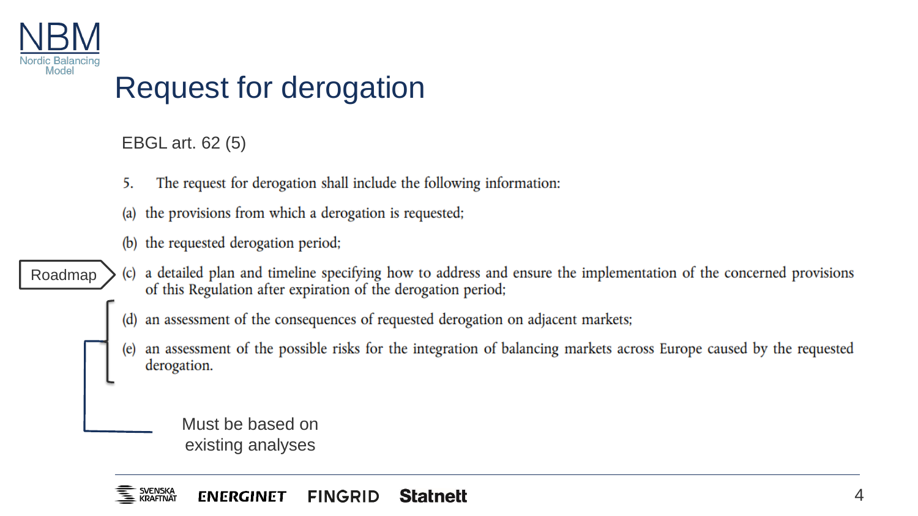# Request for derogation

EBGL art. 62 (5)

5. The request for derogation shall include the following information:

(a) the provisions from which a derogation is requested;

(b) the requested derogation period;

Roadmap → (c) a detailed plan and timeline specifying how to address and ensure the implementation of the concerned provisions of this Regulation after expiration of the derogation period;

(d) an assessment of the consequences of requested derogation on adjacent markets;

(e) an assessment of the possible risks for the integration of balancing markets across Europe caused by the requested derogation.

(d) and (e): Must be based on existing analyses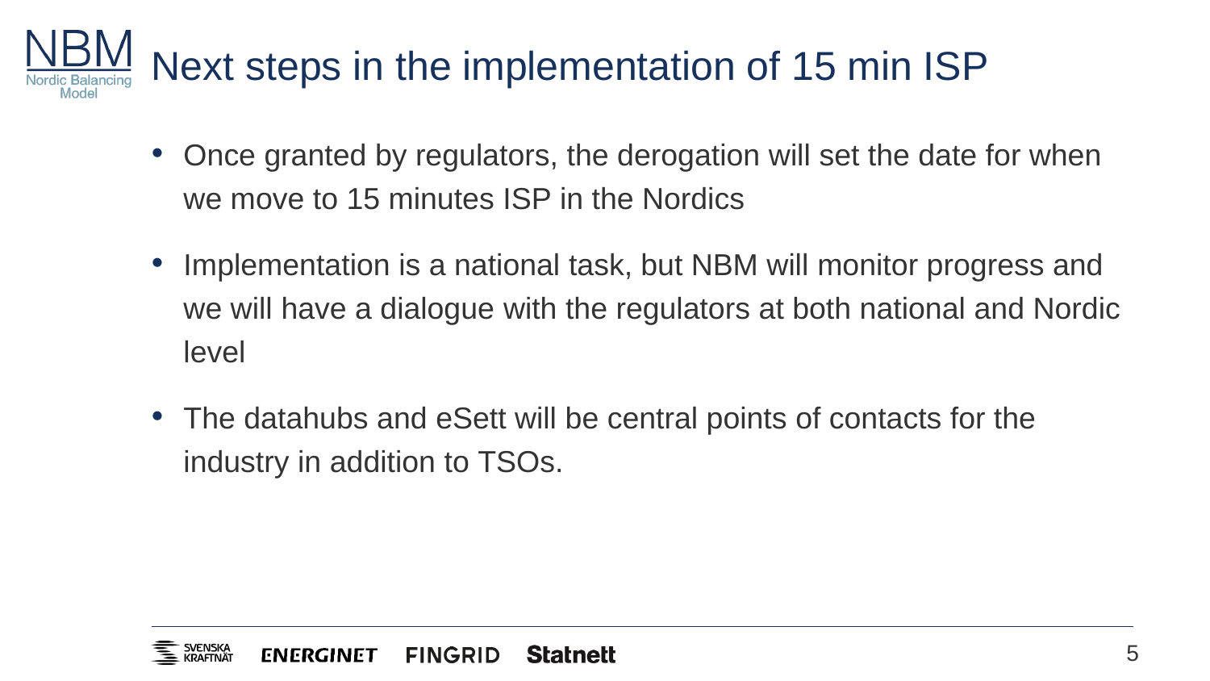# Next steps in the implementation of 15 min ISP

- Once granted by regulators, the derogation will set the date for when we move to 15 minutes ISP in the Nordics
- Implementation is a national task, but NBM will monitor progress and we will have a dialogue with the regulators at both national and Nordic level
- The datahubs and eSett will be central points of contacts for the industry in addition to TSOs.